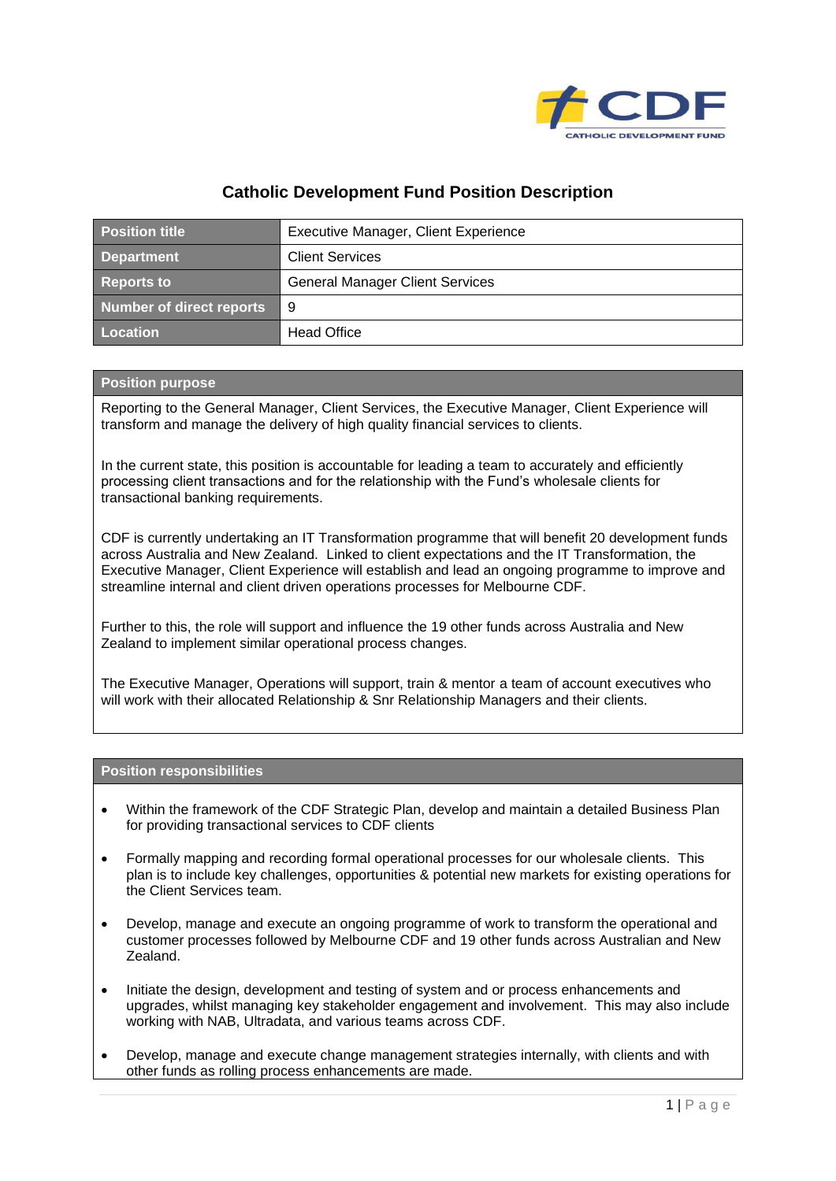# Catholic Development Fund Position Description

| Position title | Executive Manager, Client Experience |
| --- | --- |
| Department | Client Services |
| Reports to | General Manager Client Services |
| Number of direct reports | 9 |
| Location | Head Office |

## Position purpose

Reporting to the General Manager, Client Services, the Executive Manager, Client Experience will transform and manage the delivery of high quality financial services to clients.

In the current state, this position is accountable for leading a team to accurately and efficiently processing client transactions and for the relationship with the Fund's wholesale clients for transactional banking requirements.

CDF is currently undertaking an IT Transformation programme that will benefit 20 development funds across Australia and New Zealand. Linked to client expectations and the IT Transformation, the Executive Manager, Client Experience will establish and lead an ongoing programme to improve and streamline internal and client driven operations processes for Melbourne CDF.

Further to this, the role will support and influence the 19 other funds across Australia and New Zealand to implement similar operational process changes.

The Executive Manager, Operations will support, train & mentor a team of account executives who will work with their allocated Relationship & Snr Relationship Managers and their clients.

## Position responsibilities

- Within the framework of the CDF Strategic Plan, develop and maintain a detailed Business Plan for providing transactional services to CDF clients
- Formally mapping and recording formal operational processes for our wholesale clients. This plan is to include key challenges, opportunities & potential new markets for existing operations for the Client Services team.
- Develop, manage and execute an ongoing programme of work to transform the operational and customer processes followed by Melbourne CDF and 19 other funds across Australian and New Zealand.
- Initiate the design, development and testing of system and or process enhancements and upgrades, whilst managing key stakeholder engagement and involvement. This may also include working with NAB, Ultradata, and various teams across CDF.
- Develop, manage and execute change management strategies internally, with clients and with other funds as rolling process enhancements are made.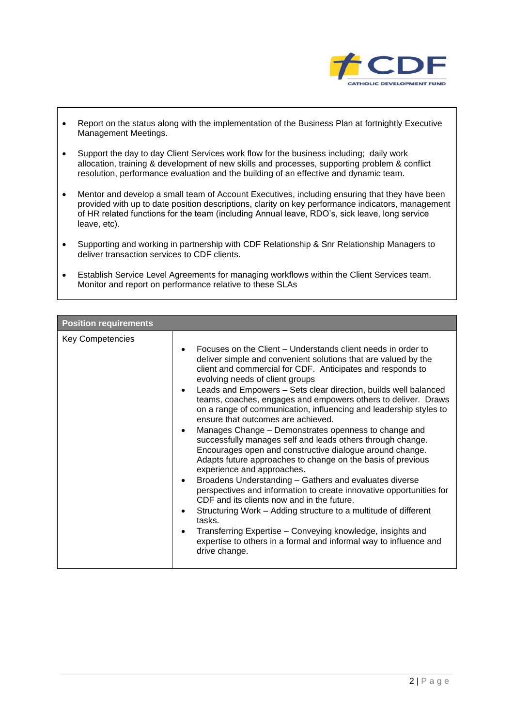- Report on the status along with the implementation of the Business Plan at fortnightly Executive Management Meetings.
- Support the day to day Client Services work flow for the business including; daily work allocation, training & development of new skills and processes, supporting problem & conflict resolution, performance evaluation and the building of an effective and dynamic team.
- Mentor and develop a small team of Account Executives, including ensuring that they have been provided with up to date position descriptions, clarity on key performance indicators, management of HR related functions for the team (including Annual leave, RDO's, sick leave, long service leave, etc).
- Supporting and working in partnership with CDF Relationship & Snr Relationship Managers to deliver transaction services to CDF clients.
- Establish Service Level Agreements for managing workflows within the Client Services team. Monitor and report on performance relative to these SLAs

| **Position requirements** | |
|---|---|
| Key Competencies | • Focuses on the Client – Understands client needs in order to deliver simple and convenient solutions that are valued by the client and commercial for CDF. Anticipates and responds to evolving needs of client groups<br>• Leads and Empowers – Sets clear direction, builds well balanced teams, coaches, engages and empowers others to deliver. Draws on a range of communication, influencing and leadership styles to ensure that outcomes are achieved.<br>• Manages Change – Demonstrates openness to change and successfully manages self and leads others through change. Encourages open and constructive dialogue around change. Adapts future approaches to change on the basis of previous experience and approaches.<br>• Broadens Understanding – Gathers and evaluates diverse perspectives and information to create innovative opportunities for CDF and its clients now and in the future.<br>• Structuring Work – Adding structure to a multitude of different tasks.<br>• Transferring Expertise – Conveying knowledge, insights and expertise to others in a formal and informal way to influence and drive change. |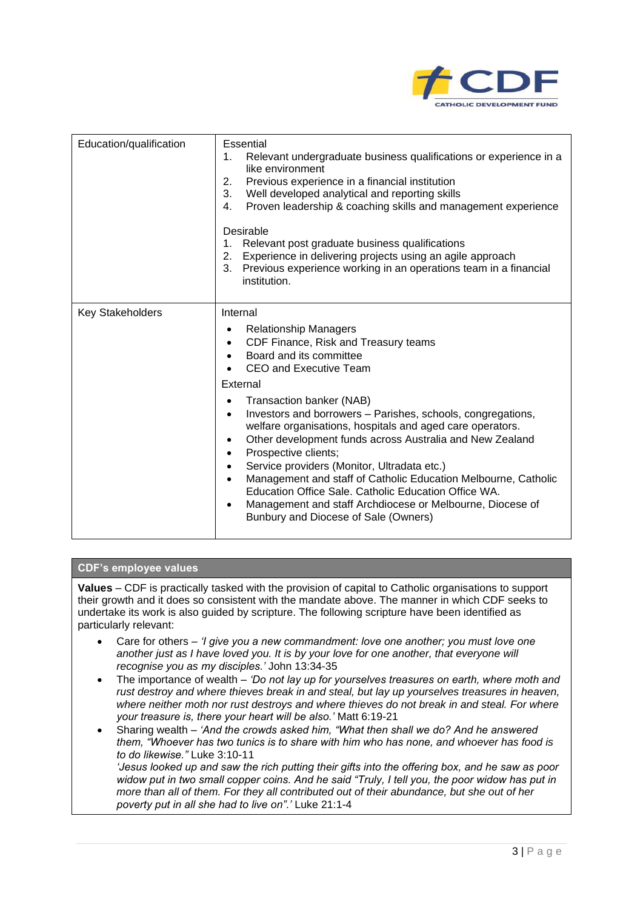| | |
|---|---|
| Education/qualification | Essential<br>1. Relevant undergraduate business qualifications or experience in a like environment<br>2. Previous experience in a financial institution<br>3. Well developed analytical and reporting skills<br>4. Proven leadership & coaching skills and management experience<br><br>Desirable<br>1. Relevant post graduate business qualifications<br>2. Experience in delivering projects using an agile approach<br>3. Previous experience working in an operations team in a financial institution. |
| Key Stakeholders | Internal<br>• Relationship Managers<br>• CDF Finance, Risk and Treasury teams<br>• Board and its committee<br>• CEO and Executive Team<br>External<br>• Transaction banker (NAB)<br>• Investors and borrowers – Parishes, schools, congregations, welfare organisations, hospitals and aged care operators.<br>• Other development funds across Australia and New Zealand<br>• Prospective clients;<br>• Service providers (Monitor, Ultradata etc.)<br>• Management and staff of Catholic Education Melbourne, Catholic Education Office Sale. Catholic Education Office WA.<br>• Management and staff Archdiocese or Melbourne, Diocese of Bunbury and Diocese of Sale (Owners) |

**CDF's employee values**

**Values** – CDF is practically tasked with the provision of capital to Catholic organisations to support their growth and it does so consistent with the mandate above. The manner in which CDF seeks to undertake its work is also guided by scripture. The following scripture have been identified as particularly relevant:

- Care for others – *'I give you a new commandment: love one another; you must love one another just as I have loved you. It is by your love for one another, that everyone will recognise you as my disciples.'* John 13:34-35
- The importance of wealth – *'Do not lay up for yourselves treasures on earth, where moth and rust destroy and where thieves break in and steal, but lay up yourselves treasures in heaven, where neither moth nor rust destroys and where thieves do not break in and steal. For where your treasure is, there your heart will be also.'* Matt 6:19-21
- Sharing wealth – *'And the crowds asked him, "What then shall we do? And he answered them, "Whoever has two tunics is to share with him who has none, and whoever has food is to do likewise."* Luke 3:10-11
  *'Jesus looked up and saw the rich putting their gifts into the offering box, and he saw as poor widow put in two small copper coins. And he said "Truly, I tell you, the poor widow has put in more than all of them. For they all contributed out of their abundance, but she out of her poverty put in all she had to live on".'* Luke 21:1-4